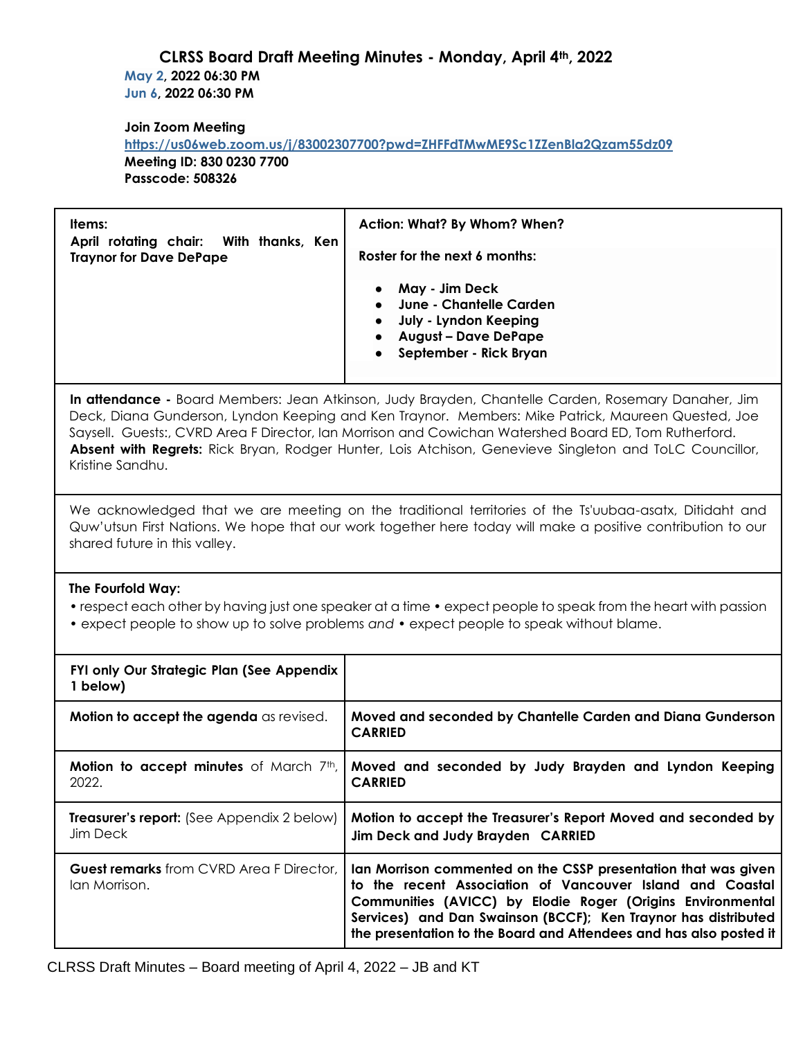# CLRSS Board Draft Meeting Minutes - Monday, April 4th, 2022

**May 2, 2022 06:30 PM**
**Jun 6, 2022 06:30 PM**

**Join Zoom Meeting**
**https://us06web.zoom.us/j/83002307700?pwd=ZHFFdTMwME9Sc1ZZenBla2Qzam55dz09**
**Meeting ID: 830 0230 7700**
**Passcode: 508326**

| **Items:** **April rotating chair: With thanks, Ken Traynor for Dave DePape** | **Action: What? By Whom? When?** **Roster for the next 6 months:** • **May - Jim Deck** • **June - Chantelle Carden** • **July - Lyndon Keeping** • **August – Dave DePape** • **September - Rick Bryan** |
|---|---|
| **In attendance -** Board Members: Jean Atkinson, Judy Brayden, Chantelle Carden, Rosemary Danaher, Jim Deck, Diana Gunderson, Lyndon Keeping and Ken Traynor. Members: Mike Patrick, Maureen Quested, Joe Saysell. Guests:, CVRD Area F Director, Ian Morrison and Cowichan Watershed Board ED, Tom Rutherford. **Absent with Regrets:** Rick Bryan, Rodger Hunter, Lois Atchison, Genevieve Singleton and ToLC Councillor, Kristine Sandhu. | |
| We acknowledged that we are meeting on the traditional territories of the Ts'uubaa-asatx, Ditidaht and Quw'utsun First Nations. We hope that our work together here today will make a positive contribution to our shared future in this valley. | |
| **The Fourfold Way:** • respect each other by having just one speaker at a time • expect people to speak from the heart with passion • expect people to show up to solve problems *and* • expect people to speak without blame. | |
| **FYI only Our Strategic Plan (See Appendix 1 below)** | |
| **Motion to accept the agenda** as revised. | **Moved and seconded by Chantelle Carden and Diana Gunderson CARRIED** |
| **Motion to accept minutes** of March 7th, 2022. | **Moved and seconded by Judy Brayden and Lyndon Keeping CARRIED** |
| **Treasurer's report:** (See Appendix 2 below) Jim Deck | **Motion to accept the Treasurer's Report Moved and seconded by Jim Deck and Judy Brayden CARRIED** |
| **Guest remarks** from CVRD Area F Director, Ian Morrison. | **Ian Morrison commented on the CSSP presentation that was given to the recent Association of Vancouver Island and Coastal Communities (AVICC) by Elodie Roger (Origins Environmental Services) and Dan Swainson (BCCF); Ken Traynor has distributed the presentation to the Board and Attendees and has also posted it** |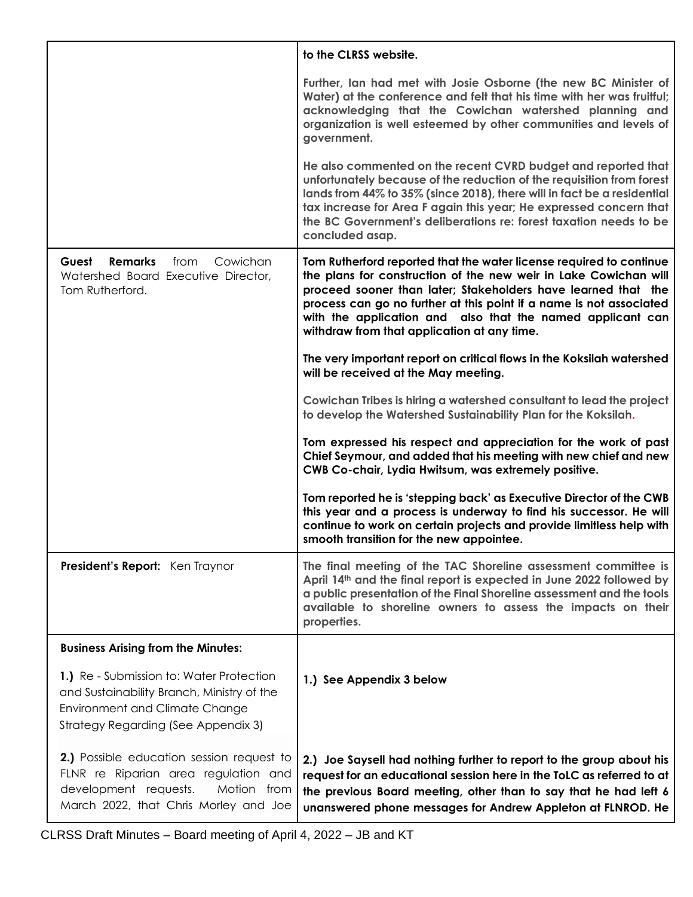| | |
|---|---|
| | **to the CLRSS website.**<br><br>**Further, Ian had met with Josie Osborne (the new BC Minister of Water) at the conference and felt that his time with her was fruitful; acknowledging that the Cowichan watershed planning and organization is well esteemed by other communities and levels of government.**<br><br>**He also commented on the recent CVRD budget and reported that unfortunately because of the reduction of the requisition from forest lands from 44% to 35% (since 2018), there will in fact be a residential tax increase for Area F again this year; He expressed concern that the BC Government's deliberations re: forest taxation needs to be concluded asap.** |
| **Guest Remarks** from Cowichan Watershed Board Executive Director, Tom Rutherford. | **Tom Rutherford reported that the water license required to continue the plans for construction of the new weir in Lake Cowichan will proceed sooner than later; Stakeholders have learned that the process can go no further at this point if a name is not associated with the application and also that the named applicant can withdraw from that application at any time.**<br><br>**The very important report on critical flows in the Koksilah watershed will be received at the May meeting.**<br><br>**Cowichan Tribes is hiring a watershed consultant to lead the project to develop the Watershed Sustainability Plan for the Koksilah.**<br><br>**Tom expressed his respect and appreciation for the work of past Chief Seymour, and added that his meeting with new chief and new CWB Co-chair, Lydia Hwitsum, was extremely positive.**<br><br>**Tom reported he is 'stepping back' as Executive Director of the CWB this year and a process is underway to find his successor. He will continue to work on certain projects and provide limitless help with smooth transition for the new appointee.** |
| **President's Report:** Ken Traynor | **The final meeting of the TAC Shoreline assessment committee is April 14th and the final report is expected in June 2022 followed by a public presentation of the Final Shoreline assessment and the tools available to shoreline owners to assess the impacts on their properties.** |
| **Business Arising from the Minutes:**<br><br>**1.)** Re - Submission to: Water Protection and Sustainability Branch, Ministry of the Environment and Climate Change Strategy Regarding (See Appendix 3)<br><br>**2.)** Possible education session request to FLNR re Riparian area regulation and development requests. Motion from March 2022, that Chris Morley and Joe | <br><br>**1.) See Appendix 3 below**<br><br>**2.) Joe Saysell had nothing further to report to the group about his request for an educational session here in the ToLC as referred to at the previous Board meeting, other than to say that he had left 6 unanswered phone messages for Andrew Appleton at FLNROD. He** |

CLRSS Draft Minutes – Board meeting of April 4, 2022 – JB and KT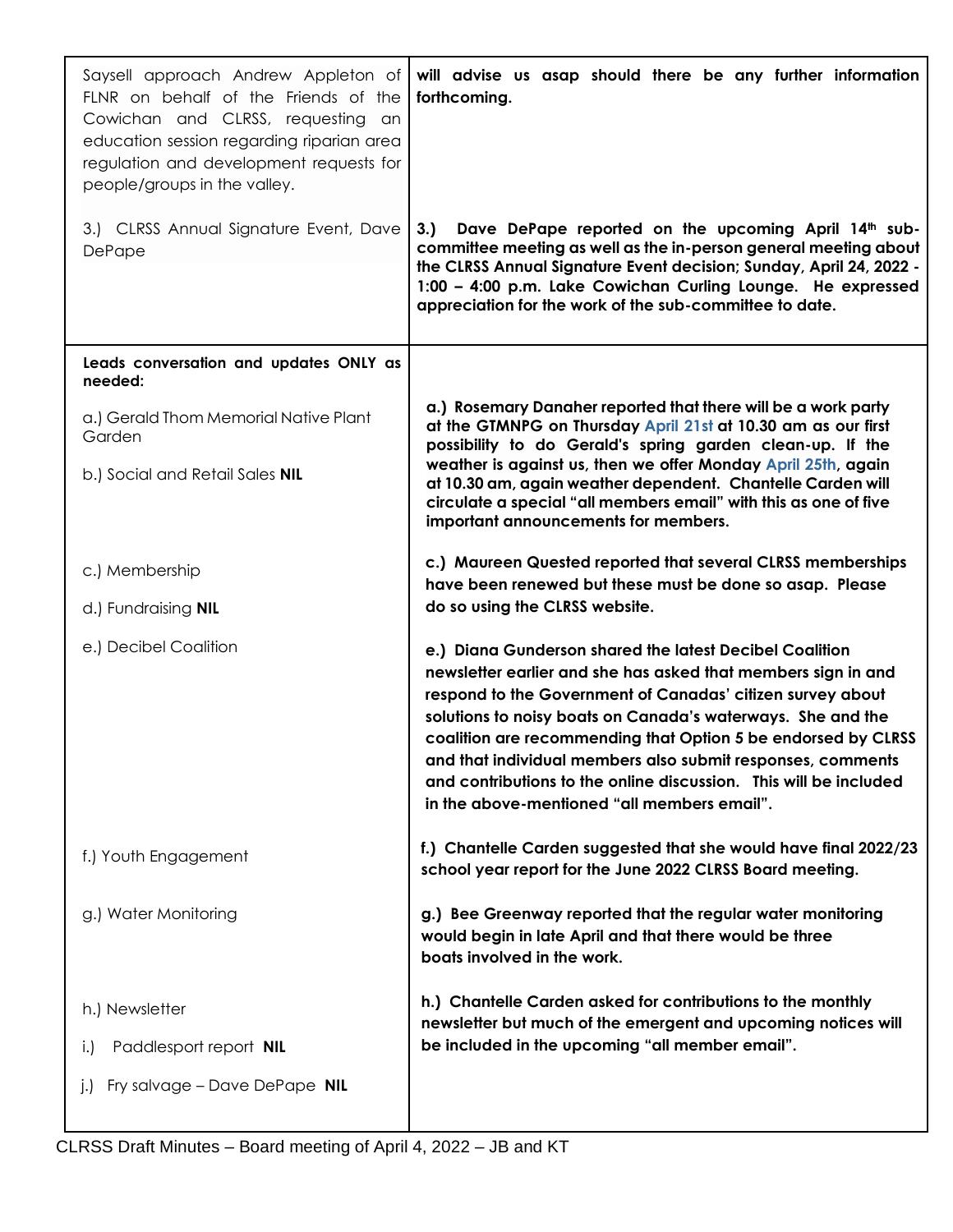| | |
|---|---|
| Saysell approach Andrew Appleton of FLNR on behalf of the Friends of the Cowichan and CLRSS, requesting an education session regarding riparian area regulation and development requests for people/groups in the valley. | **will advise us asap should there be any further information forthcoming.** |
| 3.) CLRSS Annual Signature Event, Dave DePape | **3.) Dave DePape reported on the upcoming April 14th sub-committee meeting as well as the in-person general meeting about the CLRSS Annual Signature Event decision; Sunday, April 24, 2022 - 1:00 – 4:00 p.m. Lake Cowichan Curling Lounge. He expressed appreciation for the work of the sub-committee to date.** |
| **Leads conversation and updates ONLY as needed:**<br><br>a.) Gerald Thom Memorial Native Plant Garden<br><br>b.) Social and Retail Sales **NIL** | **a.) Rosemary Danaher reported that there will be a work party at the GTMNPG on Thursday April 21st at 10.30 am as our first possibility to do Gerald's spring garden clean-up. If the weather is against us, then we offer Monday April 25th, again at 10.30 am, again weather dependent. Chantelle Carden will circulate a special "all members email" with this as one of five important announcements for members.** |
| c.) Membership<br><br>d.) Fundraising **NIL** | **c.) Maureen Quested reported that several CLRSS memberships have been renewed but these must be done so asap. Please do so using the CLRSS website.** |
| e.) Decibel Coalition | **e.) Diana Gunderson shared the latest Decibel Coalition newsletter earlier and she has asked that members sign in and respond to the Government of Canadas' citizen survey about solutions to noisy boats on Canada's waterways. She and the coalition are recommending that Option 5 be endorsed by CLRSS and that individual members also submit responses, comments and contributions to the online discussion. This will be included in the above-mentioned "all members email".** |
| f.) Youth Engagement | **f.) Chantelle Carden suggested that she would have final 2022/23 school year report for the June 2022 CLRSS Board meeting.** |
| g.) Water Monitoring | **g.) Bee Greenway reported that the regular water monitoring would begin in late April and that there would be three boats involved in the work.** |
| h.) Newsletter<br><br>i.) Paddlesport report **NIL**<br><br>j.) Fry salvage – Dave DePape **NIL** | **h.) Chantelle Carden asked for contributions to the monthly newsletter but much of the emergent and upcoming notices will be included in the upcoming "all member email".** |

CLRSS Draft Minutes – Board meeting of April 4, 2022 – JB and KT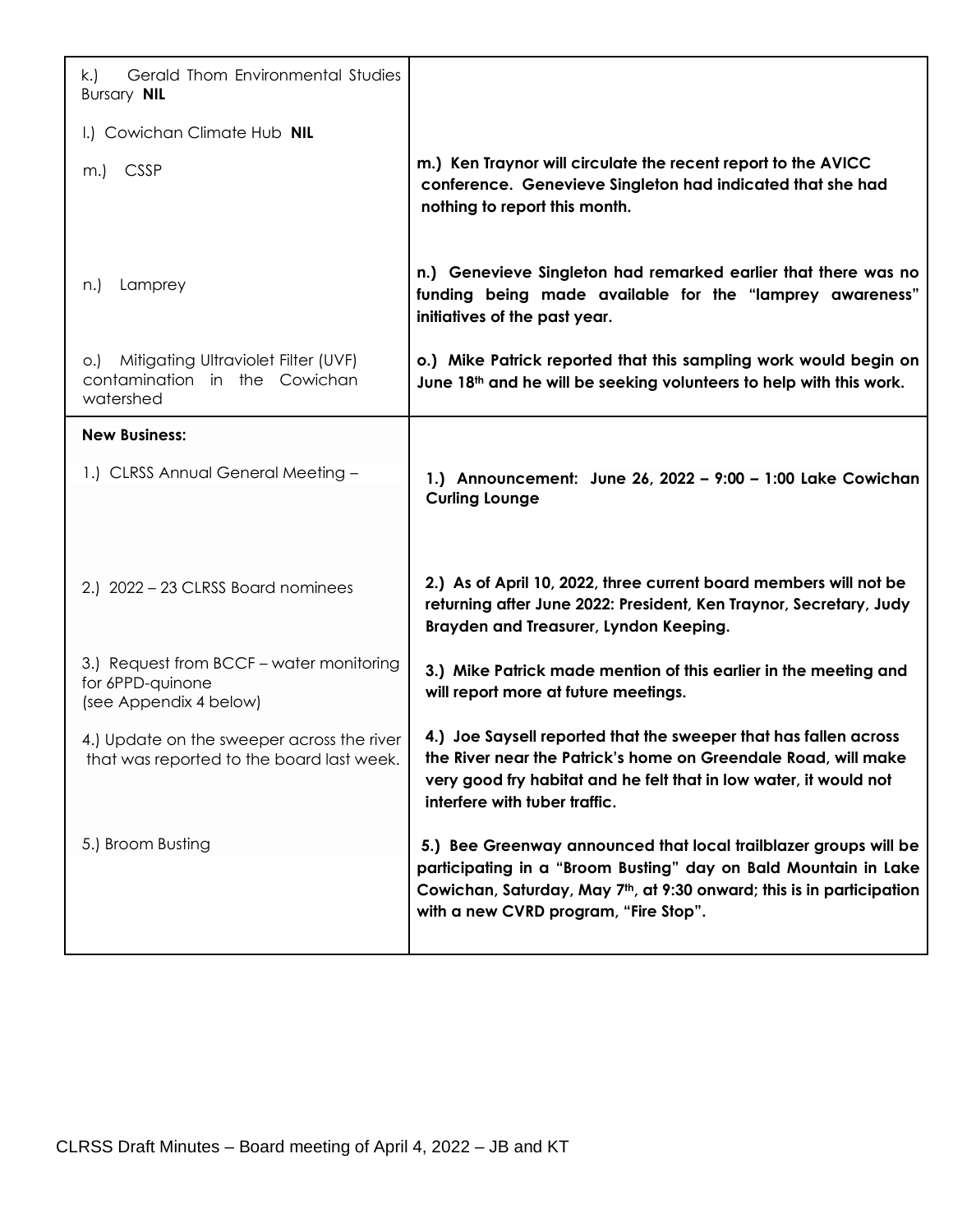| | |
|---|---|
| k.) Gerald Thom Environmental Studies Bursary **NIL** | |
| l.) Cowichan Climate Hub **NIL** | |
| m.) CSSP | **m.) Ken Traynor will circulate the recent report to the AVICC conference. Genevieve Singleton had indicated that she had nothing to report this month.** |
| n.) Lamprey | **n.) Genevieve Singleton had remarked earlier that there was no funding being made available for the "lamprey awareness" initiatives of the past year.** |
| o.) Mitigating Ultraviolet Filter (UVF) contamination in the Cowichan watershed | **o.) Mike Patrick reported that this sampling work would begin on June 18th and he will be seeking volunteers to help with this work.** |
| **New Business:** | |
| 1.) CLRSS Annual General Meeting – | **1.) Announcement: June 26, 2022 – 9:00 – 1:00 Lake Cowichan Curling Lounge** |
| 2.) 2022 – 23 CLRSS Board nominees | **2.) As of April 10, 2022, three current board members will not be returning after June 2022: President, Ken Traynor, Secretary, Judy Brayden and Treasurer, Lyndon Keeping.** |
| 3.) Request from BCCF – water monitoring for 6PPD-quinone (see Appendix 4 below) | **3.) Mike Patrick made mention of this earlier in the meeting and will report more at future meetings.** |
| 4.) Update on the sweeper across the river that was reported to the board last week. | **4.) Joe Saysell reported that the sweeper that has fallen across the River near the Patrick's home on Greendale Road, will make very good fry habitat and he felt that in low water, it would not interfere with tuber traffic.** |
| 5.) Broom Busting | **5.) Bee Greenway announced that local trailblazer groups will be participating in a "Broom Busting" day on Bald Mountain in Lake Cowichan, Saturday, May 7th, at 9:30 onward; this is in participation with a new CVRD program, "Fire Stop".** |

CLRSS Draft Minutes – Board meeting of April 4, 2022 – JB and KT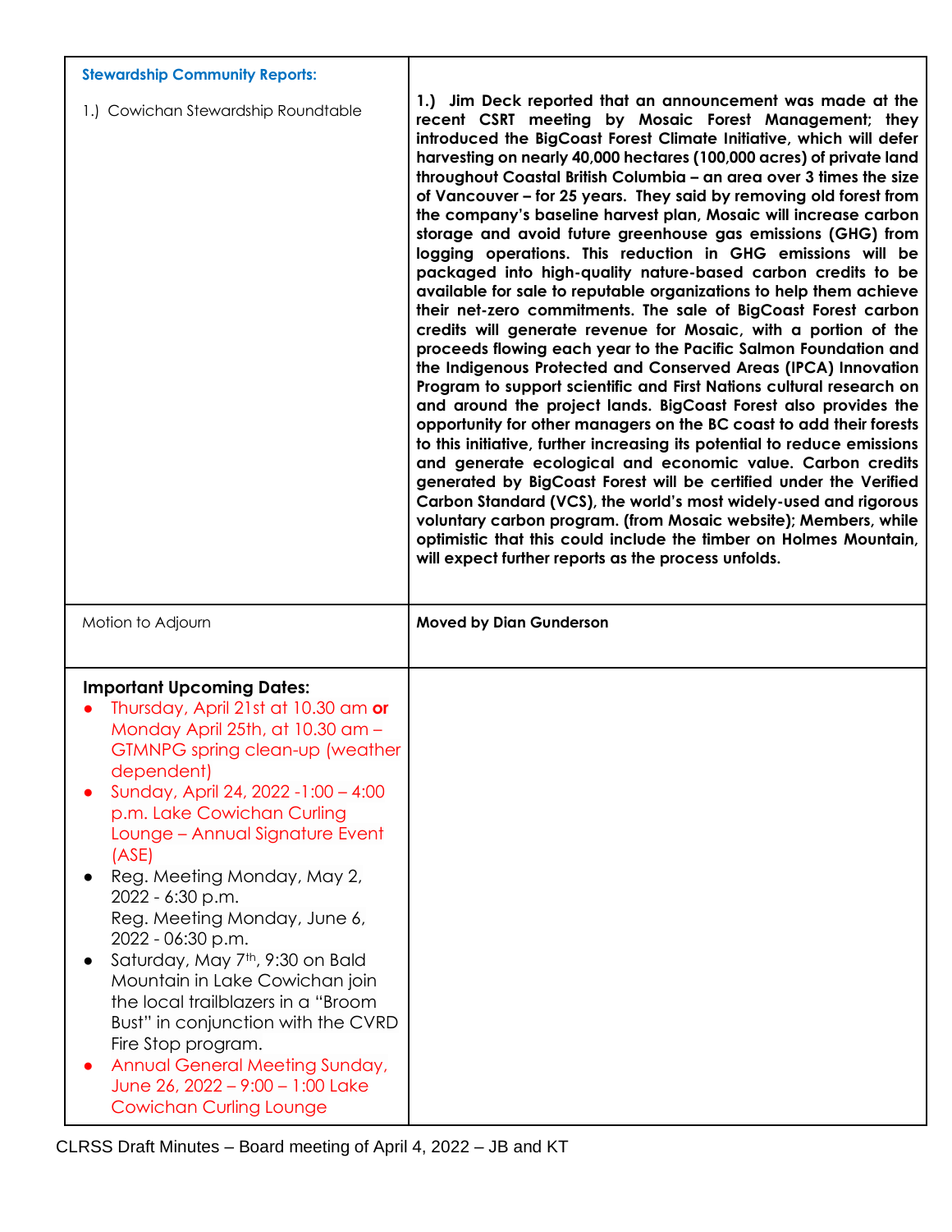| **Stewardship Community Reports:**<br><br>1.) Cowichan Stewardship Roundtable | **1.) Jim Deck reported that an announcement was made at the recent CSRT meeting by Mosaic Forest Management; they introduced the BigCoast Forest Climate Initiative, which will defer harvesting on nearly 40,000 hectares (100,000 acres) of private land throughout Coastal British Columbia – an area over 3 times the size of Vancouver – for 25 years. They said by removing old forest from the company's baseline harvest plan, Mosaic will increase carbon storage and avoid future greenhouse gas emissions (GHG) from logging operations. This reduction in GHG emissions will be packaged into high-quality nature-based carbon credits to be available for sale to reputable organizations to help them achieve their net-zero commitments. The sale of BigCoast Forest carbon credits will generate revenue for Mosaic, with a portion of the proceeds flowing each year to the Pacific Salmon Foundation and the Indigenous Protected and Conserved Areas (IPCA) Innovation Program to support scientific and First Nations cultural research on and around the project lands. BigCoast Forest also provides the opportunity for other managers on the BC coast to add their forests to this initiative, further increasing its potential to reduce emissions and generate ecological and economic value. Carbon credits generated by BigCoast Forest will be certified under the Verified Carbon Standard (VCS), the world's most widely-used and rigorous voluntary carbon program. (from Mosaic website); Members, while optimistic that this could include the timber on Holmes Mountain, will expect further reports as the process unfolds.** |
|---|---|
| Motion to Adjourn | **Moved by Dian Gunderson** |
| **Important Upcoming Dates:**<br>• Thursday, April 21st at 10.30 am **or** Monday April 25th, at 10.30 am – GTMNPG spring clean-up (weather dependent)<br>• Sunday, April 24, 2022 -1:00 – 4:00 p.m. Lake Cowichan Curling Lounge – Annual Signature Event (ASE)<br>• Reg. Meeting Monday, May 2, 2022 - 6:30 p.m.<br>Reg. Meeting Monday, June 6, 2022 - 06:30 p.m.<br>• Saturday, May 7th, 9:30 on Bald Mountain in Lake Cowichan join the local trailblazers in a "Broom Bust" in conjunction with the CVRD Fire Stop program.<br>• Annual General Meeting Sunday, June 26, 2022 – 9:00 – 1:00 Lake Cowichan Curling Lounge | |

CLRSS Draft Minutes – Board meeting of April 4, 2022 – JB and KT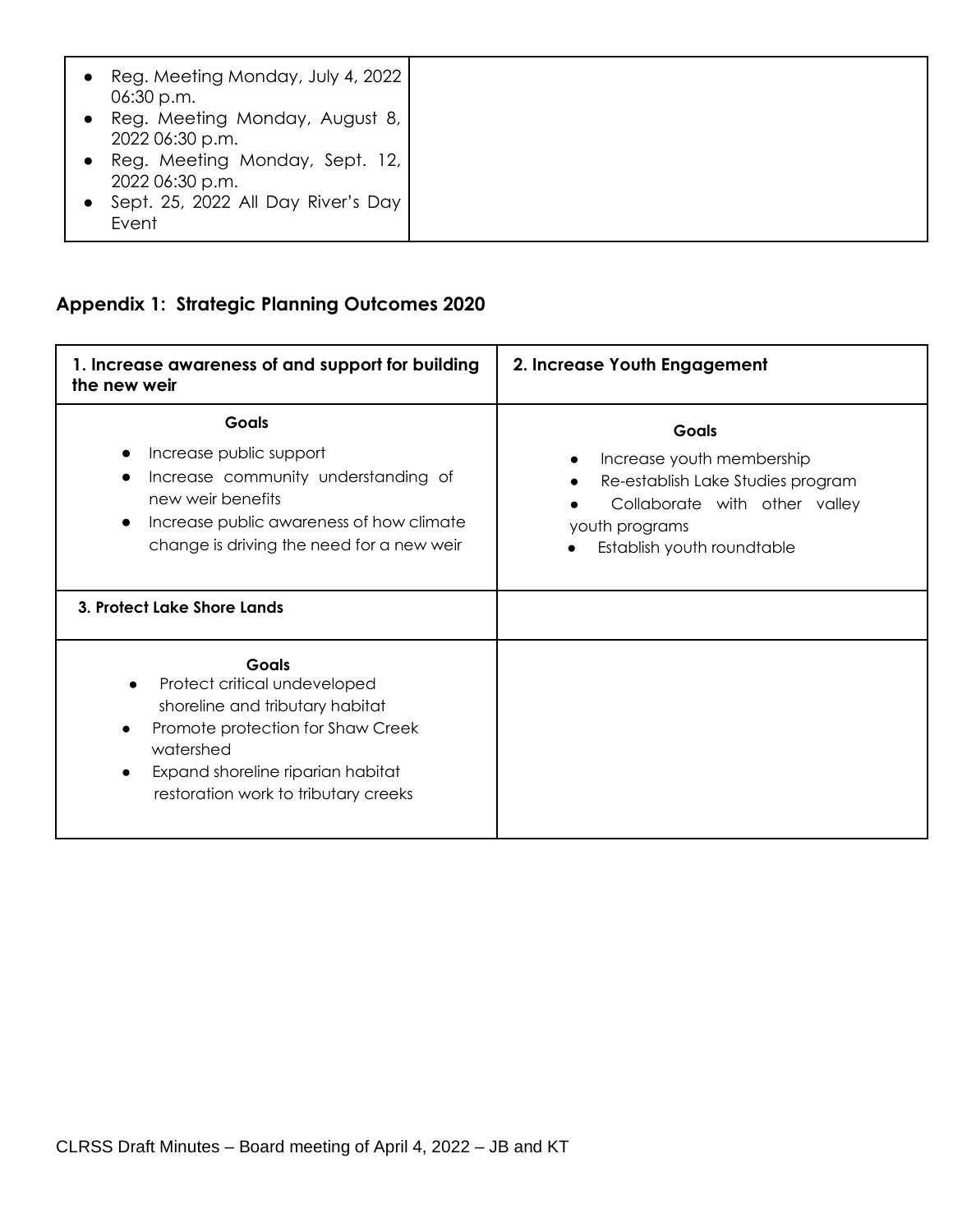| | |
|---|---|
| • Reg. Meeting Monday, July 4, 2022 06:30 p.m.<br>• Reg. Meeting Monday, August 8, 2022 06:30 p.m.<br>• Reg. Meeting Monday, Sept. 12, 2022 06:30 p.m.<br>• Sept. 25, 2022 All Day River's Day Event | |

## Appendix 1: Strategic Planning Outcomes 2020

| **1. Increase awareness of and support for building the new weir** | **2. Increase Youth Engagement** |
|---|---|
| **Goals**<br>• Increase public support<br>• Increase community understanding of new weir benefits<br>• Increase public awareness of how climate change is driving the need for a new weir | **Goals**<br>• Increase youth membership<br>• Re-establish Lake Studies program<br>• Collaborate with other valley youth programs<br>• Establish youth roundtable |
| **3. Protect Lake Shore Lands** | |
| **Goals**<br>• Protect critical undeveloped shoreline and tributary habitat<br>• Promote protection for Shaw Creek watershed<br>• Expand shoreline riparian habitat restoration work to tributary creeks | |

CLRSS Draft Minutes – Board meeting of April 4, 2022 – JB and KT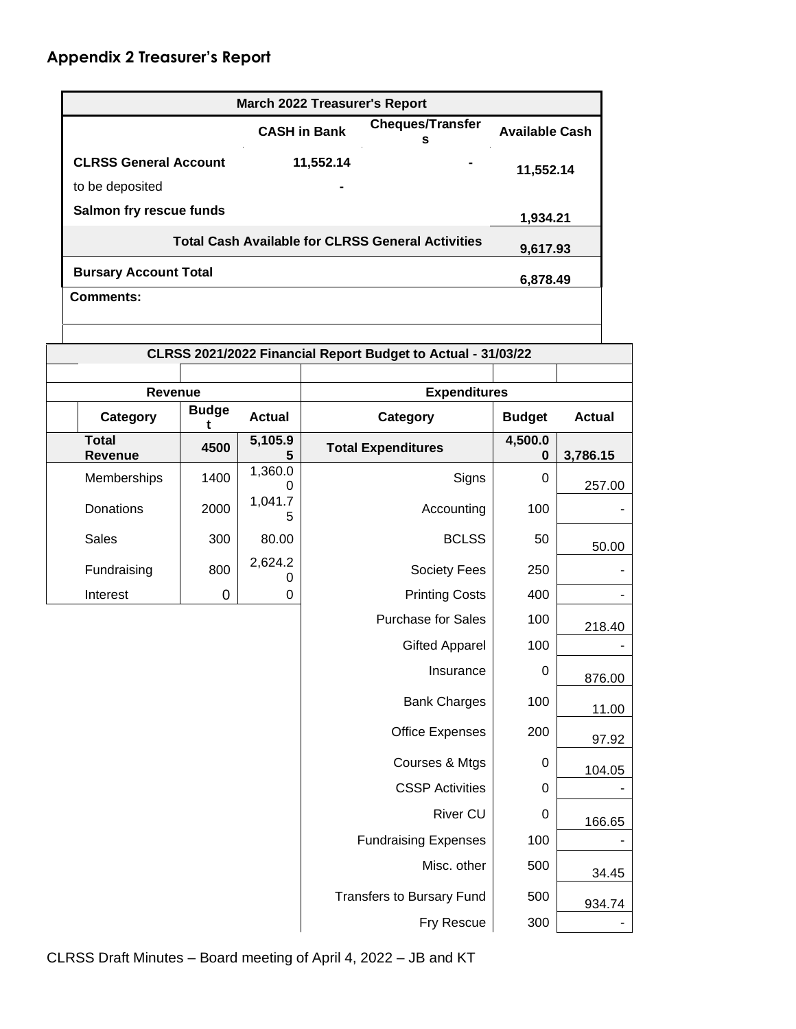## Appendix 2 Treasurer's Report

| March 2022 Treasurer's Report | | | |
|---|---|---|---|
| | CASH in Bank | Cheques/Transfers | Available Cash |
| **CLRSS General Account** | **11,552.14** | **-** | **11,552.14** |
| to be deposited | **-** | | |
| **Salmon fry rescue funds** | | | **1,934.21** |
| **Total Cash Available for CLRSS General Activities** | | | **9,617.93** |
| **Bursary Account Total** | | | **6,878.49** |
| **Comments:** | | | |

| CLRSS 2021/2022 Financial Report Budget to Actual - 31/03/22 | | | | | |
|---|---|---|---|---|---|
| **Revenue** | | | **Expenditures** | | |
| **Category** | **Budget** | **Actual** | **Category** | **Budget** | **Actual** |
| **Total Revenue** | **4500** | **5,105.95** | **Total Expenditures** | **4,500.00** | **3,786.15** |
| Memberships | 1400 | 1,360.00 | Signs | 0 | 257.00 |
| Donations | 2000 | 1,041.75 | Accounting | 100 | - |
| Sales | 300 | 80.00 | BCLSS | 50 | 50.00 |
| Fundraising | 800 | 2,624.20 | Society Fees | 250 | - |
| Interest | 0 | 0 | Printing Costs | 400 | - |
| | | | Purchase for Sales | 100 | 218.40 |
| | | | Gifted Apparel | 100 | - |
| | | | Insurance | 0 | 876.00 |
| | | | Bank Charges | 100 | 11.00 |
| | | | Office Expenses | 200 | 97.92 |
| | | | Courses & Mtgs | 0 | 104.05 |
| | | | CSSP Activities | 0 | - |
| | | | River CU | 0 | 166.65 |
| | | | Fundraising Expenses | 100 | - |
| | | | Misc. other | 500 | 34.45 |
| | | | Transfers to Bursary Fund | 500 | 934.74 |
| | | | Fry Rescue | 300 | - |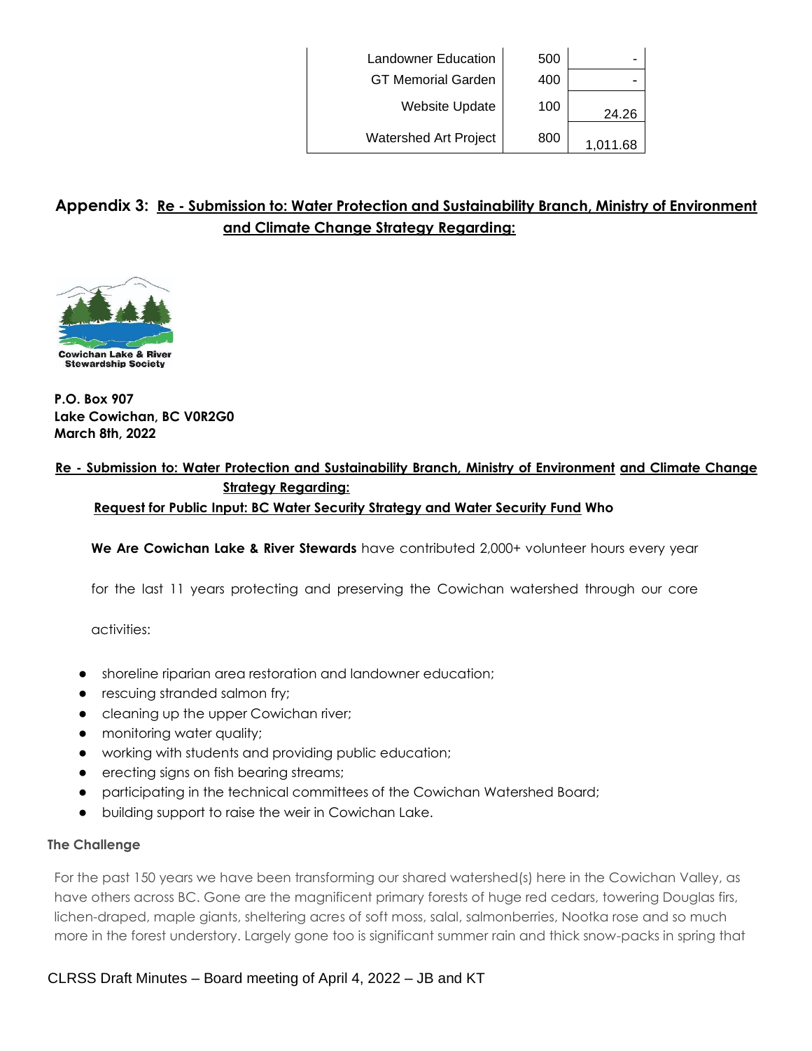| | | |
|---|---|---|
| Landowner Education | 500 | - |
| GT Memorial Garden | 400 | - |
| Website Update | 100 | 24.26 |
| Watershed Art Project | 800 | 1,011.68 |

## Appendix 3: Re - Submission to: Water Protection and Sustainability Branch, Ministry of Environment and Climate Change Strategy Regarding:

Cowichan Lake & River Stewardship Society

**P.O. Box 907**
**Lake Cowichan, BC V0R2G0**
**March 8th, 2022**

**Re - Submission to: Water Protection and Sustainability Branch, Ministry of Environment and Climate Change Strategy Regarding:**
**Request for Public Input: BC Water Security Strategy and Water Security Fund Who**

**We Are Cowichan Lake & River Stewards** have contributed 2,000+ volunteer hours every year for the last 11 years protecting and preserving the Cowichan watershed through our core activities:

- shoreline riparian area restoration and landowner education;
- rescuing stranded salmon fry;
- cleaning up the upper Cowichan river;
- monitoring water quality;
- working with students and providing public education;
- erecting signs on fish bearing streams;
- participating in the technical committees of the Cowichan Watershed Board;
- building support to raise the weir in Cowichan Lake.

**The Challenge**

For the past 150 years we have been transforming our shared watershed(s) here in the Cowichan Valley, as have others across BC. Gone are the magnificent primary forests of huge red cedars, towering Douglas firs, lichen-draped, maple giants, sheltering acres of soft moss, salal, salmonberries, Nootka rose and so much more in the forest understory. Largely gone too is significant summer rain and thick snow-packs in spring that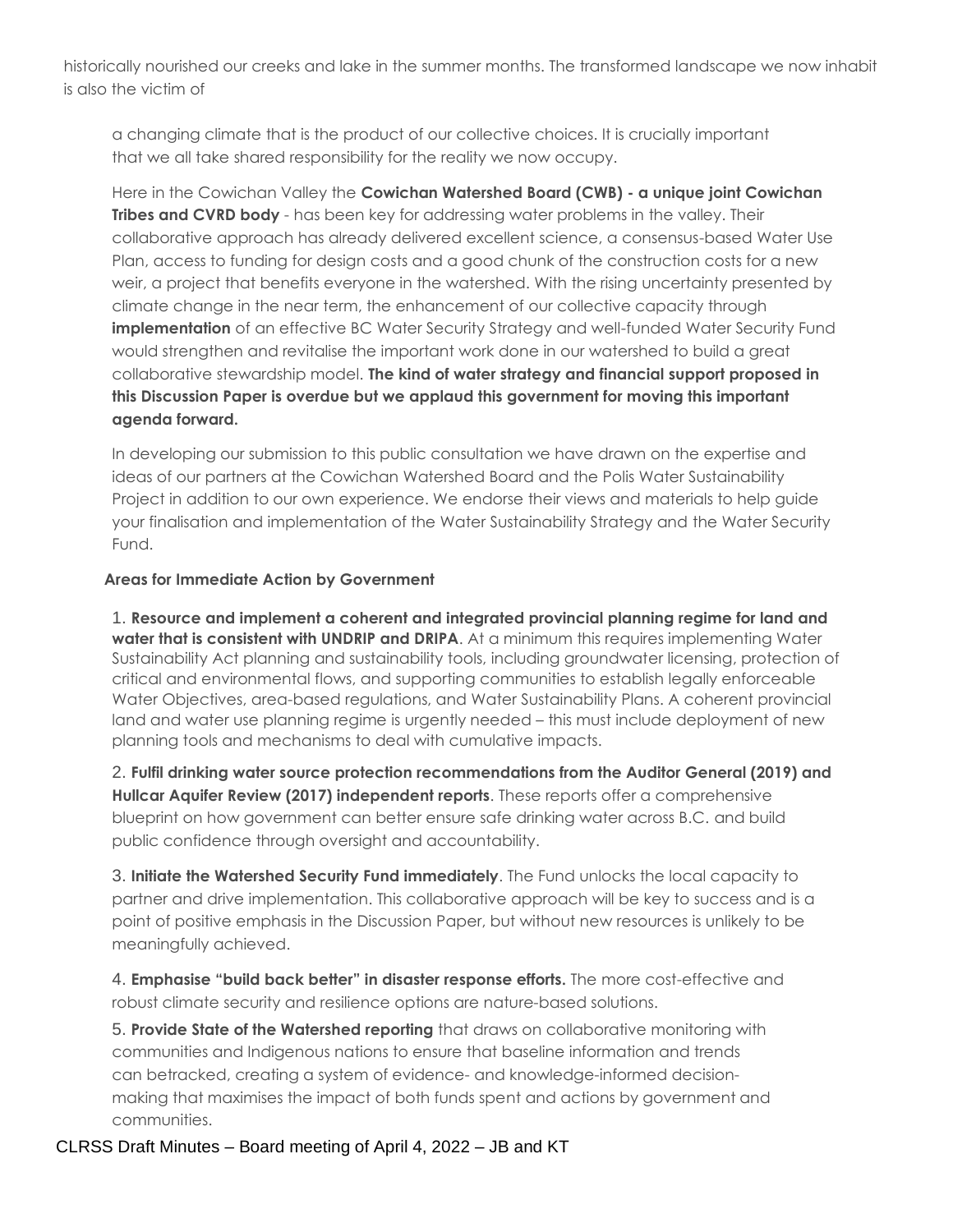historically nourished our creeks and lake in the summer months. The transformed landscape we now inhabit is also the victim of

a changing climate that is the product of our collective choices. It is crucially important that we all take shared responsibility for the reality we now occupy.

Here in the Cowichan Valley the **Cowichan Watershed Board (CWB) - a unique joint Cowichan Tribes and CVRD body** - has been key for addressing water problems in the valley. Their collaborative approach has already delivered excellent science, a consensus-based Water Use Plan, access to funding for design costs and a good chunk of the construction costs for a new weir, a project that benefits everyone in the watershed. With the rising uncertainty presented by climate change in the near term, the enhancement of our collective capacity through **implementation** of an effective BC Water Security Strategy and well-funded Water Security Fund would strengthen and revitalise the important work done in our watershed to build a great collaborative stewardship model. **The kind of water strategy and financial support proposed in this Discussion Paper is overdue but we applaud this government for moving this important agenda forward.**

In developing our submission to this public consultation we have drawn on the expertise and ideas of our partners at the Cowichan Watershed Board and the Polis Water Sustainability Project in addition to our own experience. We endorse their views and materials to help guide your finalisation and implementation of the Water Sustainability Strategy and the Water Security Fund.

**Areas for Immediate Action by Government**

1. **Resource and implement a coherent and integrated provincial planning regime for land and water that is consistent with UNDRIP and DRIPA**. At a minimum this requires implementing Water Sustainability Act planning and sustainability tools, including groundwater licensing, protection of critical and environmental flows, and supporting communities to establish legally enforceable Water Objectives, area-based regulations, and Water Sustainability Plans. A coherent provincial land and water use planning regime is urgently needed – this must include deployment of new planning tools and mechanisms to deal with cumulative impacts.

2. **Fulfil drinking water source protection recommendations from the Auditor General (2019) and Hullcar Aquifer Review (2017) independent reports**. These reports offer a comprehensive blueprint on how government can better ensure safe drinking water across B.C. and build public confidence through oversight and accountability.

3. **Initiate the Watershed Security Fund immediately**. The Fund unlocks the local capacity to partner and drive implementation. This collaborative approach will be key to success and is a point of positive emphasis in the Discussion Paper, but without new resources is unlikely to be meaningfully achieved.

4. **Emphasise "build back better" in disaster response efforts.** The more cost-effective and robust climate security and resilience options are nature-based solutions.

5. **Provide State of the Watershed reporting** that draws on collaborative monitoring with communities and Indigenous nations to ensure that baseline information and trends can betracked, creating a system of evidence- and knowledge-informed decision-making that maximises the impact of both funds spent and actions by government and communities.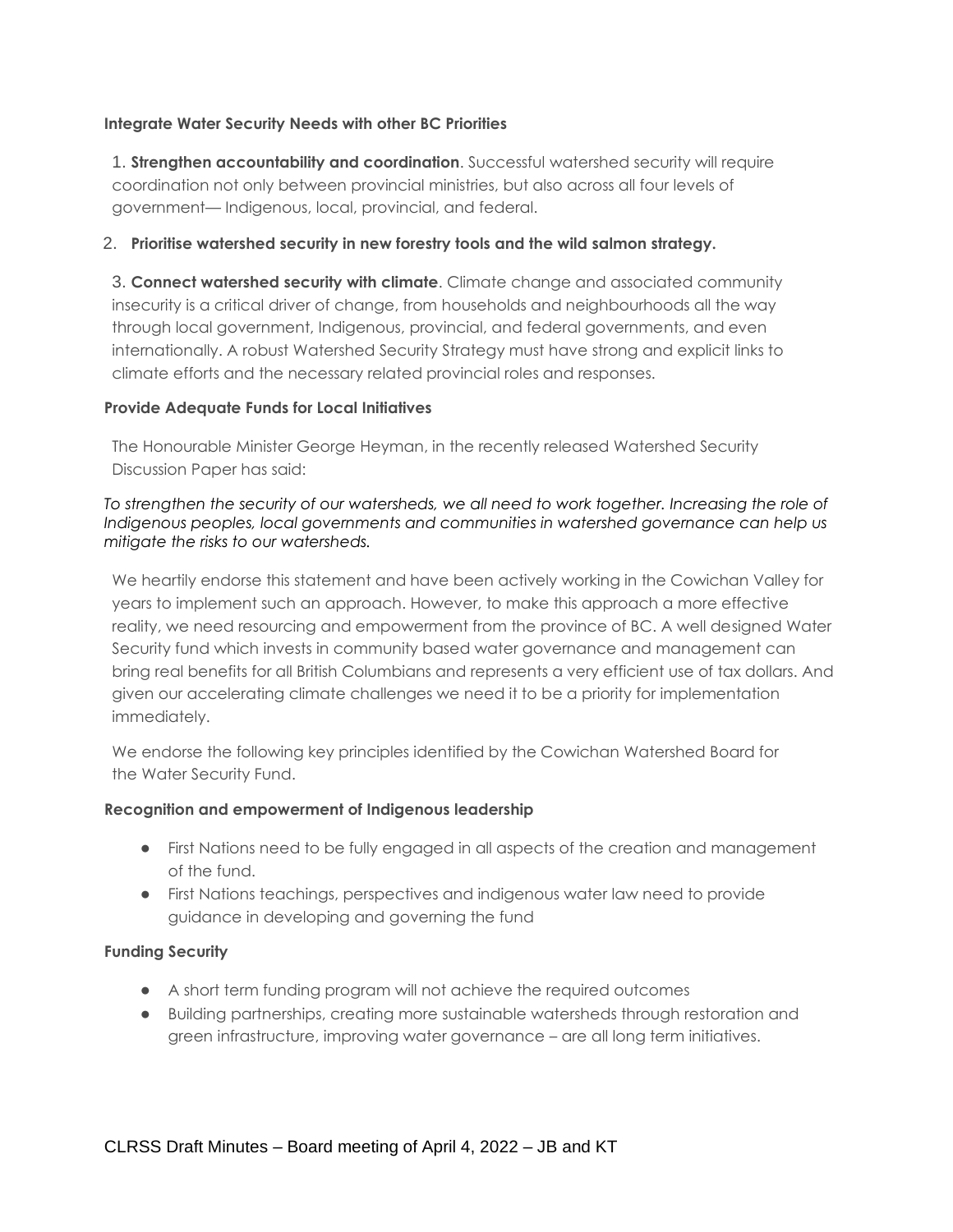**Integrate Water Security Needs with other BC Priorities**

1. **Strengthen accountability and coordination**. Successful watershed security will require coordination not only between provincial ministries, but also across all four levels of government— Indigenous, local, provincial, and federal.

2. **Prioritise watershed security in new forestry tools and the wild salmon strategy.**

3. **Connect watershed security with climate**. Climate change and associated community insecurity is a critical driver of change, from households and neighbourhoods all the way through local government, Indigenous, provincial, and federal governments, and even internationally. A robust Watershed Security Strategy must have strong and explicit links to climate efforts and the necessary related provincial roles and responses.

**Provide Adequate Funds for Local Initiatives**

The Honourable Minister George Heyman, in the recently released Watershed Security Discussion Paper has said:

*To strengthen the security of our watersheds, we all need to work together. Increasing the role of Indigenous peoples, local governments and communities in watershed governance can help us mitigate the risks to our watersheds.*

We heartily endorse this statement and have been actively working in the Cowichan Valley for years to implement such an approach. However, to make this approach a more effective reality, we need resourcing and empowerment from the province of BC. A well designed Water Security fund which invests in community based water governance and management can bring real benefits for all British Columbians and represents a very efficient use of tax dollars. And given our accelerating climate challenges we need it to be a priority for implementation immediately.

We endorse the following key principles identified by the Cowichan Watershed Board for the Water Security Fund.

**Recognition and empowerment of Indigenous leadership**

- First Nations need to be fully engaged in all aspects of the creation and management of the fund.
- First Nations teachings, perspectives and indigenous water law need to provide guidance in developing and governing the fund

**Funding Security**

- A short term funding program will not achieve the required outcomes
- Building partnerships, creating more sustainable watersheds through restoration and green infrastructure, improving water governance – are all long term initiatives.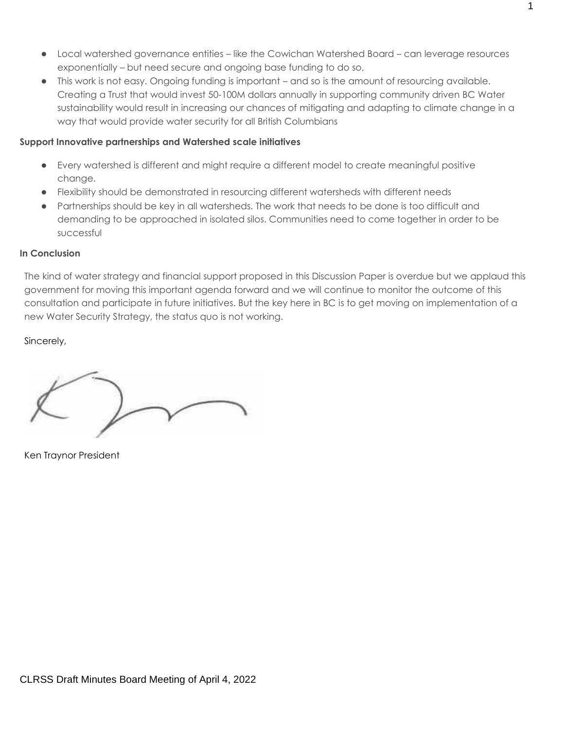- Local watershed governance entities – like the Cowichan Watershed Board – can leverage resources exponentially – but need secure and ongoing base funding to do so,
- This work is not easy. Ongoing funding is important – and so is the amount of resourcing available. Creating a Trust that would invest 50-100M dollars annually in supporting community driven BC Water sustainability would result in increasing our chances of mitigating and adapting to climate change in a way that would provide water security for all British Columbians

**Support Innovative partnerships and Watershed scale initiatives**

- Every watershed is different and might require a different model to create meaningful positive change.
- Flexibility should be demonstrated in resourcing different watersheds with different needs
- Partnerships should be key in all watersheds. The work that needs to be done is too difficult and demanding to be approached in isolated silos. Communities need to come together in order to be successful

**In Conclusion**

The kind of water strategy and financial support proposed in this Discussion Paper is overdue but we applaud this government for moving this important agenda forward and we will continue to monitor the outcome of this consultation and participate in future initiatives. But the key here in BC is to get moving on implementation of a new Water Security Strategy, the status quo is not working.

Sincerely,

Ken Traynor President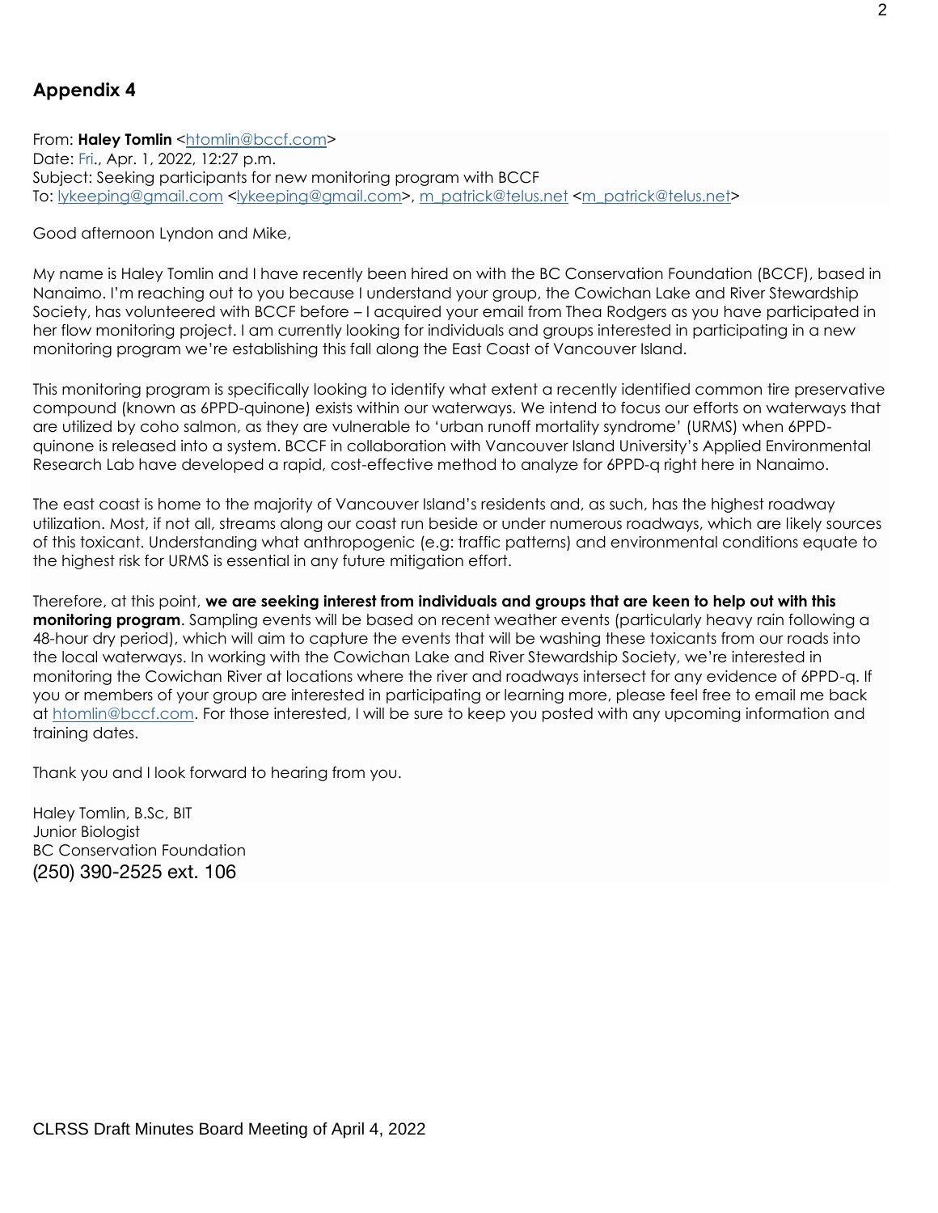## Appendix 4

From: **Haley Tomlin** <htomlin@bccf.com>
Date: Fri., Apr. 1, 2022, 12:27 p.m.
Subject: Seeking participants for new monitoring program with BCCF
To: lykeeping@gmail.com <lykeeping@gmail.com>, m_patrick@telus.net <m_patrick@telus.net>

Good afternoon Lyndon and Mike,

My name is Haley Tomlin and I have recently been hired on with the BC Conservation Foundation (BCCF), based in Nanaimo. I'm reaching out to you because I understand your group, the Cowichan Lake and River Stewardship Society, has volunteered with BCCF before – I acquired your email from Thea Rodgers as you have participated in her flow monitoring project. I am currently looking for individuals and groups interested in participating in a new monitoring program we're establishing this fall along the East Coast of Vancouver Island.

This monitoring program is specifically looking to identify what extent a recently identified common tire preservative compound (known as 6PPD-quinone) exists within our waterways. We intend to focus our efforts on waterways that are utilized by coho salmon, as they are vulnerable to 'urban runoff mortality syndrome' (URMS) when 6PPD-quinone is released into a system. BCCF in collaboration with Vancouver Island University's Applied Environmental Research Lab have developed a rapid, cost-effective method to analyze for 6PPD-q right here in Nanaimo.

The east coast is home to the majority of Vancouver Island's residents and, as such, has the highest roadway utilization. Most, if not all, streams along our coast run beside or under numerous roadways, which are likely sources of this toxicant. Understanding what anthropogenic (e.g: traffic patterns) and environmental conditions equate to the highest risk for URMS is essential in any future mitigation effort.

Therefore, at this point, **we are seeking interest from individuals and groups that are keen to help out with this monitoring program**. Sampling events will be based on recent weather events (particularly heavy rain following a 48-hour dry period), which will aim to capture the events that will be washing these toxicants from our roads into the local waterways. In working with the Cowichan Lake and River Stewardship Society, we're interested in monitoring the Cowichan River at locations where the river and roadways intersect for any evidence of 6PPD-q. If you or members of your group are interested in participating or learning more, please feel free to email me back at htomlin@bccf.com. For those interested, I will be sure to keep you posted with any upcoming information and training dates.

Thank you and I look forward to hearing from you.

Haley Tomlin, B.Sc, BIT
Junior Biologist
BC Conservation Foundation
(250) 390-2525 ext. 106